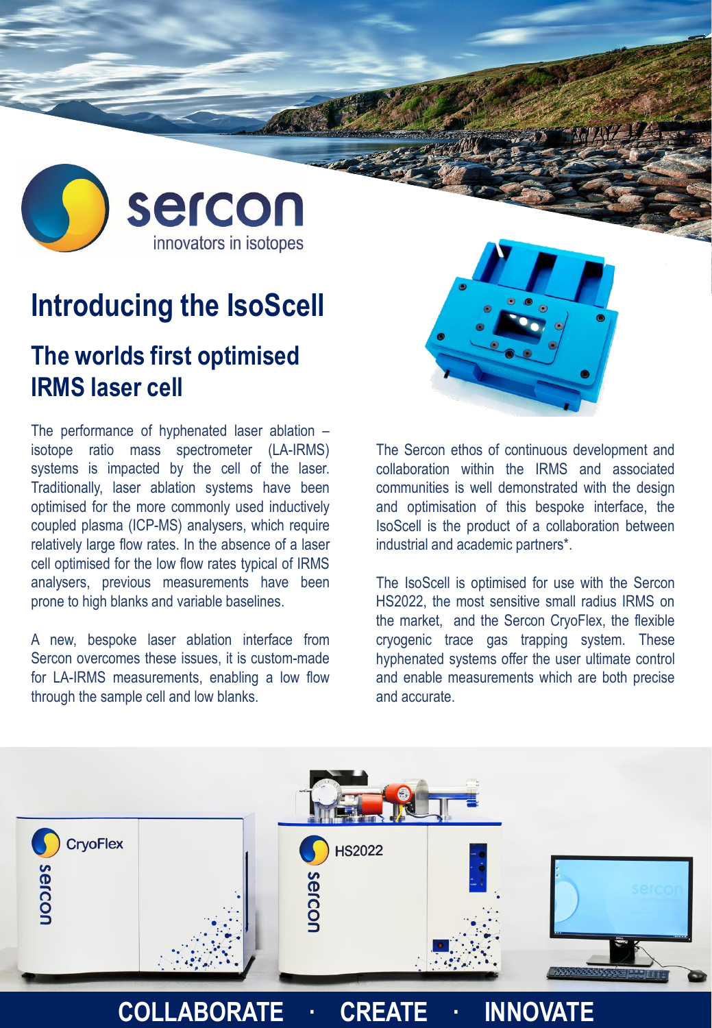sercon

innovators in isotopes

# Introducing the IsoScell

## The worlds first optimised IRMS laser cell

The performance of hyphenated laser ablation – isotope ratio mass spectrometer (LA-IRMS) systems is impacted by the cell of the laser. Traditionally, laser ablation systems have been optimised for the more commonly used inductively coupled plasma (ICP-MS) analysers, which require relatively large flow rates. In the absence of a laser cell optimised for the low flow rates typical of IRMS analysers, previous measurements have been prone to high blanks and variable baselines.

A new, bespoke laser ablation interface from Sercon overcomes these issues, it is custom-made for LA-IRMS measurements, enabling a low flow through the sample cell and low blanks.

The Sercon ethos of continuous development and collaboration within the IRMS and associated communities is well demonstrated with the design and optimisation of this bespoke interface, the IsoScell is the product of a collaboration between industrial and academic partners*.

The IsoScell is optimised for use with the Sercon HS2022, the most sensitive small radius IRMS on the market, and the Sercon CryoFlex, the flexible cryogenic trace gas trapping system. These hyphenated systems offer the user ultimate control and enable measurements which are both precise and accurate.

COLLABORATE · CREATE · INNOVATE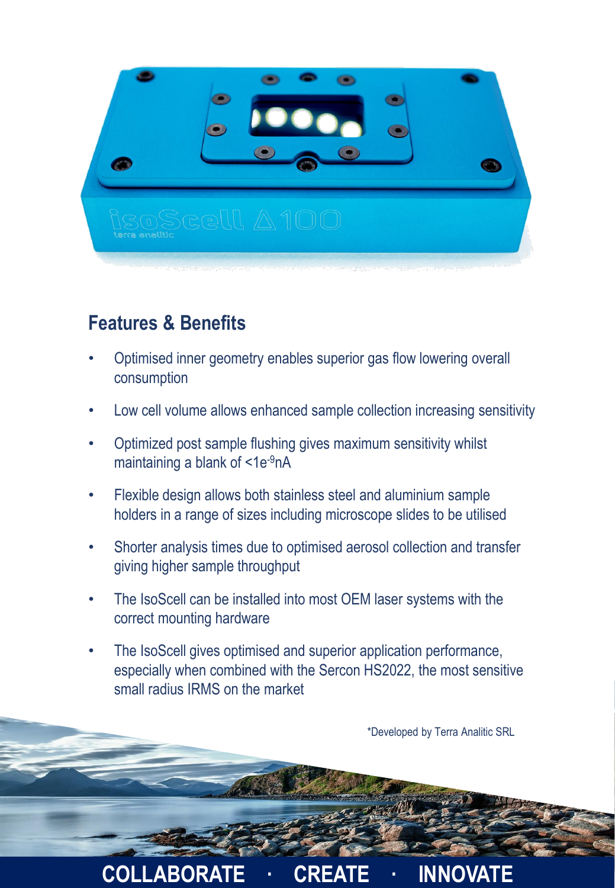## Features & Benefits

- Optimised inner geometry enables superior gas flow lowering overall consumption
- Low cell volume allows enhanced sample collection increasing sensitivity
- Optimized post sample flushing gives maximum sensitivity whilst maintaining a blank of <1e$^{-9}$nA
- Flexible design allows both stainless steel and aluminium sample holders in a range of sizes including microscope slides to be utilised
- Shorter analysis times due to optimised aerosol collection and transfer giving higher sample throughput
- The IsoScell can be installed into most OEM laser systems with the correct mounting hardware
- The IsoScell gives optimised and superior application performance, especially when combined with the Sercon HS2022, the most sensitive small radius IRMS on the market

*Developed by Terra Analitic SRL

**COLLABORATE · CREATE · INNOVATE**